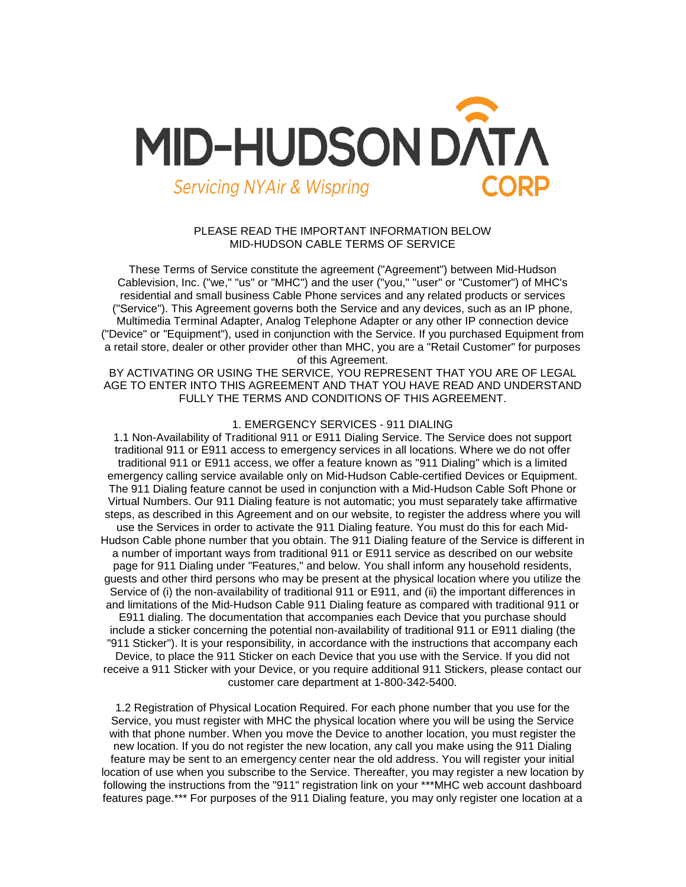MID-HUDSON DATA CORP

Servicing NYAir & Wispring

PLEASE READ THE IMPORTANT INFORMATION BELOW
MID-HUDSON CABLE TERMS OF SERVICE

These Terms of Service constitute the agreement ("Agreement") between Mid-Hudson Cablevision, Inc. ("we," "us" or "MHC") and the user ("you," "user" or "Customer") of MHC's residential and small business Cable Phone services and any related products or services ("Service"). This Agreement governs both the Service and any devices, such as an IP phone, Multimedia Terminal Adapter, Analog Telephone Adapter or any other IP connection device ("Device" or "Equipment"), used in conjunction with the Service. If you purchased Equipment from a retail store, dealer or other provider other than MHC, you are a "Retail Customer" for purposes of this Agreement.

BY ACTIVATING OR USING THE SERVICE, YOU REPRESENT THAT YOU ARE OF LEGAL AGE TO ENTER INTO THIS AGREEMENT AND THAT YOU HAVE READ AND UNDERSTAND FULLY THE TERMS AND CONDITIONS OF THIS AGREEMENT.

## 1. EMERGENCY SERVICES - 911 DIALING

1.1 Non-Availability of Traditional 911 or E911 Dialing Service. The Service does not support traditional 911 or E911 access to emergency services in all locations. Where we do not offer traditional 911 or E911 access, we offer a feature known as "911 Dialing" which is a limited emergency calling service available only on Mid-Hudson Cable-certified Devices or Equipment. The 911 Dialing feature cannot be used in conjunction with a Mid-Hudson Cable Soft Phone or Virtual Numbers. Our 911 Dialing feature is not automatic; you must separately take affirmative steps, as described in this Agreement and on our website, to register the address where you will use the Services in order to activate the 911 Dialing feature. You must do this for each Mid-Hudson Cable phone number that you obtain. The 911 Dialing feature of the Service is different in a number of important ways from traditional 911 or E911 service as described on our website page for 911 Dialing under "Features," and below. You shall inform any household residents, guests and other third persons who may be present at the physical location where you utilize the Service of (i) the non-availability of traditional 911 or E911, and (ii) the important differences in and limitations of the Mid-Hudson Cable 911 Dialing feature as compared with traditional 911 or E911 dialing. The documentation that accompanies each Device that you purchase should include a sticker concerning the potential non-availability of traditional 911 or E911 dialing (the "911 Sticker"). It is your responsibility, in accordance with the instructions that accompany each Device, to place the 911 Sticker on each Device that you use with the Service. If you did not receive a 911 Sticker with your Device, or you require additional 911 Stickers, please contact our customer care department at 1-800-342-5400.

1.2 Registration of Physical Location Required. For each phone number that you use for the Service, you must register with MHC the physical location where you will be using the Service with that phone number. When you move the Device to another location, you must register the new location. If you do not register the new location, any call you make using the 911 Dialing feature may be sent to an emergency center near the old address. You will register your initial location of use when you subscribe to the Service. Thereafter, you may register a new location by following the instructions from the "911" registration link on your ***MHC web account dashboard features page.*** For purposes of the 911 Dialing feature, you may only register one location at a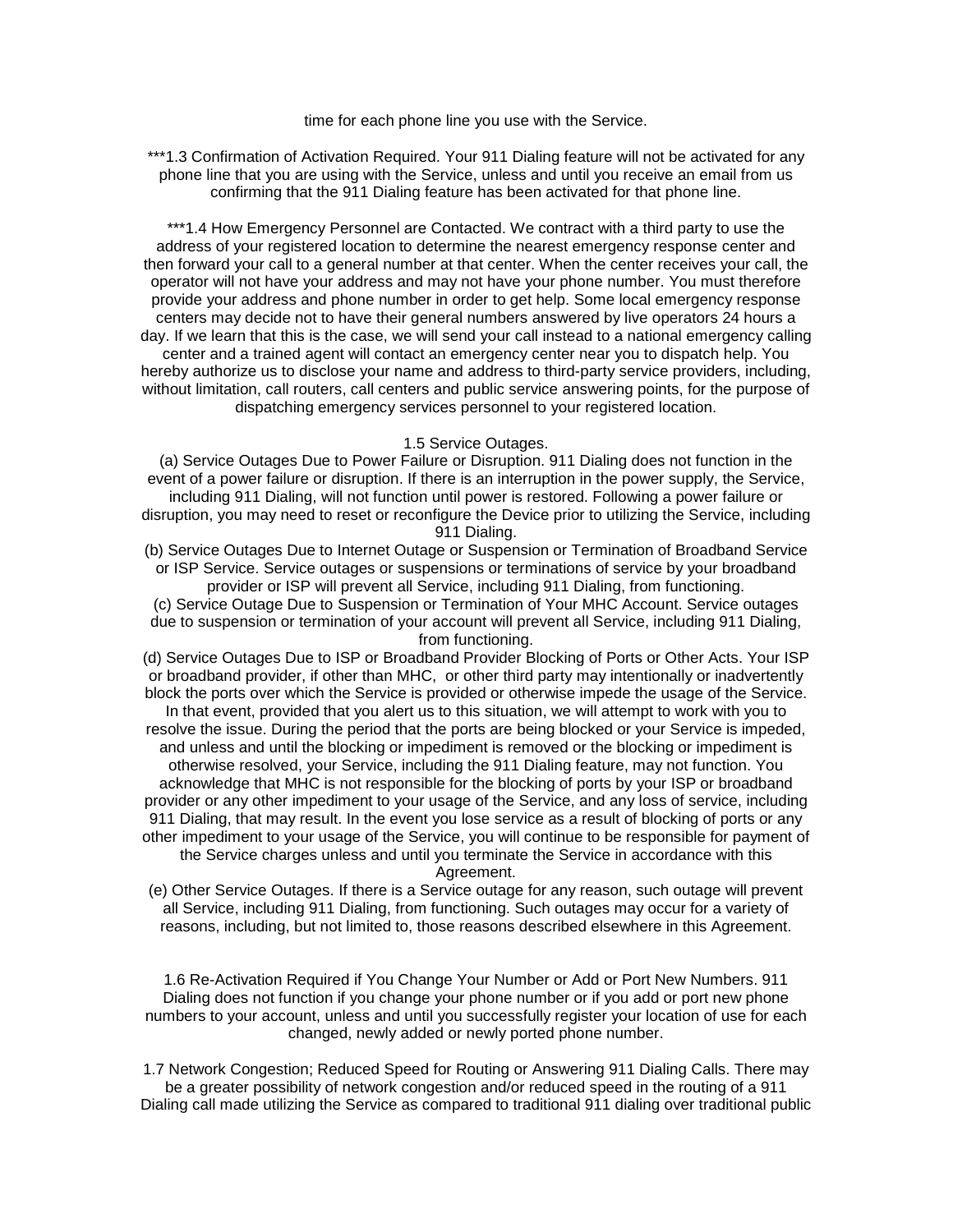time for each phone line you use with the Service.

***1.3 Confirmation of Activation Required. Your 911 Dialing feature will not be activated for any phone line that you are using with the Service, unless and until you receive an email from us confirming that the 911 Dialing feature has been activated for that phone line.

***1.4 How Emergency Personnel are Contacted. We contract with a third party to use the address of your registered location to determine the nearest emergency response center and then forward your call to a general number at that center. When the center receives your call, the operator will not have your address and may not have your phone number. You must therefore provide your address and phone number in order to get help. Some local emergency response centers may decide not to have their general numbers answered by live operators 24 hours a day. If we learn that this is the case, we will send your call instead to a national emergency calling center and a trained agent will contact an emergency center near you to dispatch help. You hereby authorize us to disclose your name and address to third-party service providers, including, without limitation, call routers, call centers and public service answering points, for the purpose of dispatching emergency services personnel to your registered location.

1.5 Service Outages.

(a) Service Outages Due to Power Failure or Disruption. 911 Dialing does not function in the event of a power failure or disruption. If there is an interruption in the power supply, the Service, including 911 Dialing, will not function until power is restored. Following a power failure or disruption, you may need to reset or reconfigure the Device prior to utilizing the Service, including 911 Dialing.

(b) Service Outages Due to Internet Outage or Suspension or Termination of Broadband Service or ISP Service. Service outages or suspensions or terminations of service by your broadband provider or ISP will prevent all Service, including 911 Dialing, from functioning.

(c) Service Outage Due to Suspension or Termination of Your MHC Account. Service outages due to suspension or termination of your account will prevent all Service, including 911 Dialing, from functioning.

(d) Service Outages Due to ISP or Broadband Provider Blocking of Ports or Other Acts. Your ISP or broadband provider, if other than MHC, or other third party may intentionally or inadvertently block the ports over which the Service is provided or otherwise impede the usage of the Service. In that event, provided that you alert us to this situation, we will attempt to work with you to resolve the issue. During the period that the ports are being blocked or your Service is impeded, and unless and until the blocking or impediment is removed or the blocking or impediment is otherwise resolved, your Service, including the 911 Dialing feature, may not function. You acknowledge that MHC is not responsible for the blocking of ports by your ISP or broadband provider or any other impediment to your usage of the Service, and any loss of service, including 911 Dialing, that may result. In the event you lose service as a result of blocking of ports or any other impediment to your usage of the Service, you will continue to be responsible for payment of the Service charges unless and until you terminate the Service in accordance with this Agreement.

(e) Other Service Outages. If there is a Service outage for any reason, such outage will prevent all Service, including 911 Dialing, from functioning. Such outages may occur for a variety of reasons, including, but not limited to, those reasons described elsewhere in this Agreement.

1.6 Re-Activation Required if You Change Your Number or Add or Port New Numbers. 911 Dialing does not function if you change your phone number or if you add or port new phone numbers to your account, unless and until you successfully register your location of use for each changed, newly added or newly ported phone number.

1.7 Network Congestion; Reduced Speed for Routing or Answering 911 Dialing Calls. There may be a greater possibility of network congestion and/or reduced speed in the routing of a 911 Dialing call made utilizing the Service as compared to traditional 911 dialing over traditional public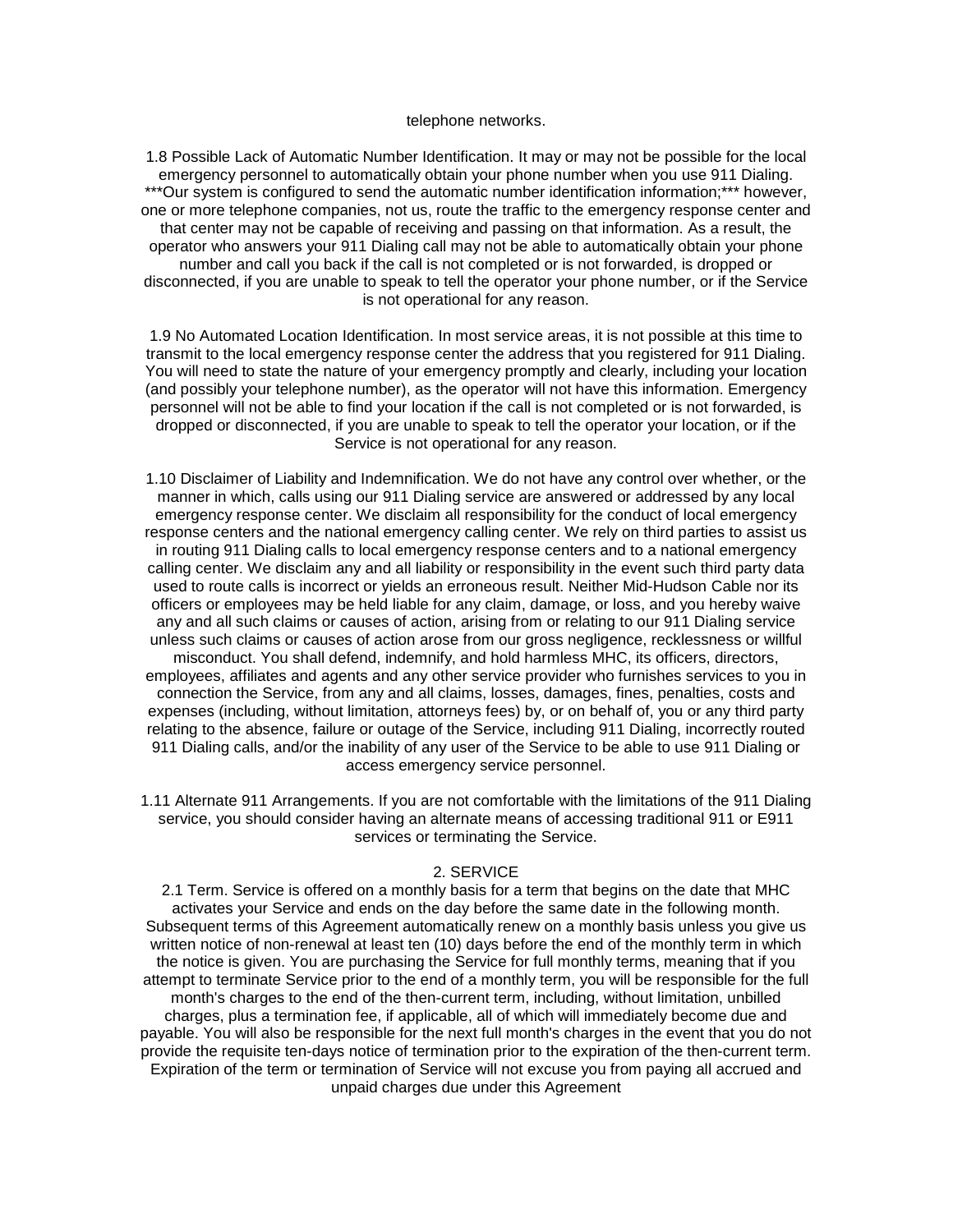telephone networks.

1.8 Possible Lack of Automatic Number Identification. It may or may not be possible for the local emergency personnel to automatically obtain your phone number when you use 911 Dialing. ***Our system is configured to send the automatic number identification information;*** however, one or more telephone companies, not us, route the traffic to the emergency response center and that center may not be capable of receiving and passing on that information. As a result, the operator who answers your 911 Dialing call may not be able to automatically obtain your phone number and call you back if the call is not completed or is not forwarded, is dropped or disconnected, if you are unable to speak to tell the operator your phone number, or if the Service is not operational for any reason.

1.9 No Automated Location Identification. In most service areas, it is not possible at this time to transmit to the local emergency response center the address that you registered for 911 Dialing. You will need to state the nature of your emergency promptly and clearly, including your location (and possibly your telephone number), as the operator will not have this information. Emergency personnel will not be able to find your location if the call is not completed or is not forwarded, is dropped or disconnected, if you are unable to speak to tell the operator your location, or if the Service is not operational for any reason.

1.10 Disclaimer of Liability and Indemnification. We do not have any control over whether, or the manner in which, calls using our 911 Dialing service are answered or addressed by any local emergency response center. We disclaim all responsibility for the conduct of local emergency response centers and the national emergency calling center. We rely on third parties to assist us in routing 911 Dialing calls to local emergency response centers and to a national emergency calling center. We disclaim any and all liability or responsibility in the event such third party data used to route calls is incorrect or yields an erroneous result. Neither Mid-Hudson Cable nor its officers or employees may be held liable for any claim, damage, or loss, and you hereby waive any and all such claims or causes of action, arising from or relating to our 911 Dialing service unless such claims or causes of action arose from our gross negligence, recklessness or willful misconduct. You shall defend, indemnify, and hold harmless MHC, its officers, directors, employees, affiliates and agents and any other service provider who furnishes services to you in connection the Service, from any and all claims, losses, damages, fines, penalties, costs and expenses (including, without limitation, attorneys fees) by, or on behalf of, you or any third party relating to the absence, failure or outage of the Service, including 911 Dialing, incorrectly routed 911 Dialing calls, and/or the inability of any user of the Service to be able to use 911 Dialing or access emergency service personnel.

1.11 Alternate 911 Arrangements. If you are not comfortable with the limitations of the 911 Dialing service, you should consider having an alternate means of accessing traditional 911 or E911 services or terminating the Service.

## 2. SERVICE

2.1 Term. Service is offered on a monthly basis for a term that begins on the date that MHC activates your Service and ends on the day before the same date in the following month. Subsequent terms of this Agreement automatically renew on a monthly basis unless you give us written notice of non-renewal at least ten (10) days before the end of the monthly term in which the notice is given. You are purchasing the Service for full monthly terms, meaning that if you attempt to terminate Service prior to the end of a monthly term, you will be responsible for the full month's charges to the end of the then-current term, including, without limitation, unbilled charges, plus a termination fee, if applicable, all of which will immediately become due and payable. You will also be responsible for the next full month's charges in the event that you do not provide the requisite ten-days notice of termination prior to the expiration of the then-current term. Expiration of the term or termination of Service will not excuse you from paying all accrued and unpaid charges due under this Agreement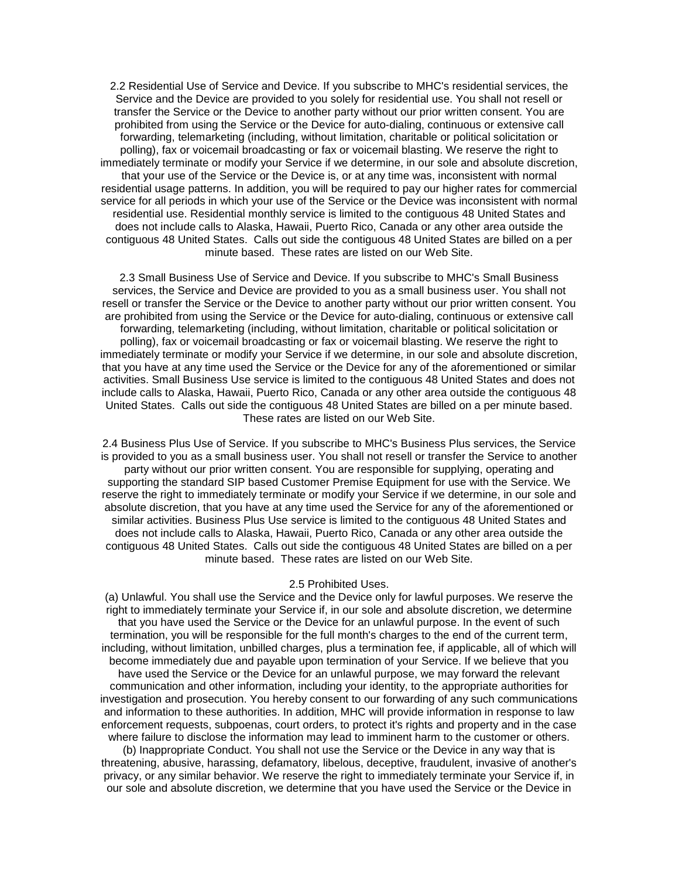2.2 Residential Use of Service and Device. If you subscribe to MHC's residential services, the Service and the Device are provided to you solely for residential use. You shall not resell or transfer the Service or the Device to another party without our prior written consent. You are prohibited from using the Service or the Device for auto-dialing, continuous or extensive call forwarding, telemarketing (including, without limitation, charitable or political solicitation or polling), fax or voicemail broadcasting or fax or voicemail blasting. We reserve the right to immediately terminate or modify your Service if we determine, in our sole and absolute discretion, that your use of the Service or the Device is, or at any time was, inconsistent with normal residential usage patterns. In addition, you will be required to pay our higher rates for commercial service for all periods in which your use of the Service or the Device was inconsistent with normal residential use. Residential monthly service is limited to the contiguous 48 United States and does not include calls to Alaska, Hawaii, Puerto Rico, Canada or any other area outside the contiguous 48 United States. Calls out side the contiguous 48 United States are billed on a per minute based. These rates are listed on our Web Site.

2.3 Small Business Use of Service and Device. If you subscribe to MHC's Small Business services, the Service and Device are provided to you as a small business user. You shall not resell or transfer the Service or the Device to another party without our prior written consent. You are prohibited from using the Service or the Device for auto-dialing, continuous or extensive call forwarding, telemarketing (including, without limitation, charitable or political solicitation or polling), fax or voicemail broadcasting or fax or voicemail blasting. We reserve the right to immediately terminate or modify your Service if we determine, in our sole and absolute discretion, that you have at any time used the Service or the Device for any of the aforementioned or similar activities. Small Business Use service is limited to the contiguous 48 United States and does not include calls to Alaska, Hawaii, Puerto Rico, Canada or any other area outside the contiguous 48 United States. Calls out side the contiguous 48 United States are billed on a per minute based. These rates are listed on our Web Site.

2.4 Business Plus Use of Service. If you subscribe to MHC's Business Plus services, the Service is provided to you as a small business user. You shall not resell or transfer the Service to another party without our prior written consent. You are responsible for supplying, operating and supporting the standard SIP based Customer Premise Equipment for use with the Service. We reserve the right to immediately terminate or modify your Service if we determine, in our sole and absolute discretion, that you have at any time used the Service for any of the aforementioned or similar activities. Business Plus Use service is limited to the contiguous 48 United States and does not include calls to Alaska, Hawaii, Puerto Rico, Canada or any other area outside the contiguous 48 United States. Calls out side the contiguous 48 United States are billed on a per minute based. These rates are listed on our Web Site.

2.5 Prohibited Uses.

(a) Unlawful. You shall use the Service and the Device only for lawful purposes. We reserve the right to immediately terminate your Service if, in our sole and absolute discretion, we determine that you have used the Service or the Device for an unlawful purpose. In the event of such termination, you will be responsible for the full month's charges to the end of the current term, including, without limitation, unbilled charges, plus a termination fee, if applicable, all of which will become immediately due and payable upon termination of your Service. If we believe that you have used the Service or the Device for an unlawful purpose, we may forward the relevant communication and other information, including your identity, to the appropriate authorities for investigation and prosecution. You hereby consent to our forwarding of any such communications and information to these authorities. In addition, MHC will provide information in response to law enforcement requests, subpoenas, court orders, to protect it's rights and property and in the case where failure to disclose the information may lead to imminent harm to the customer or others.

(b) Inappropriate Conduct. You shall not use the Service or the Device in any way that is threatening, abusive, harassing, defamatory, libelous, deceptive, fraudulent, invasive of another's privacy, or any similar behavior. We reserve the right to immediately terminate your Service if, in our sole and absolute discretion, we determine that you have used the Service or the Device in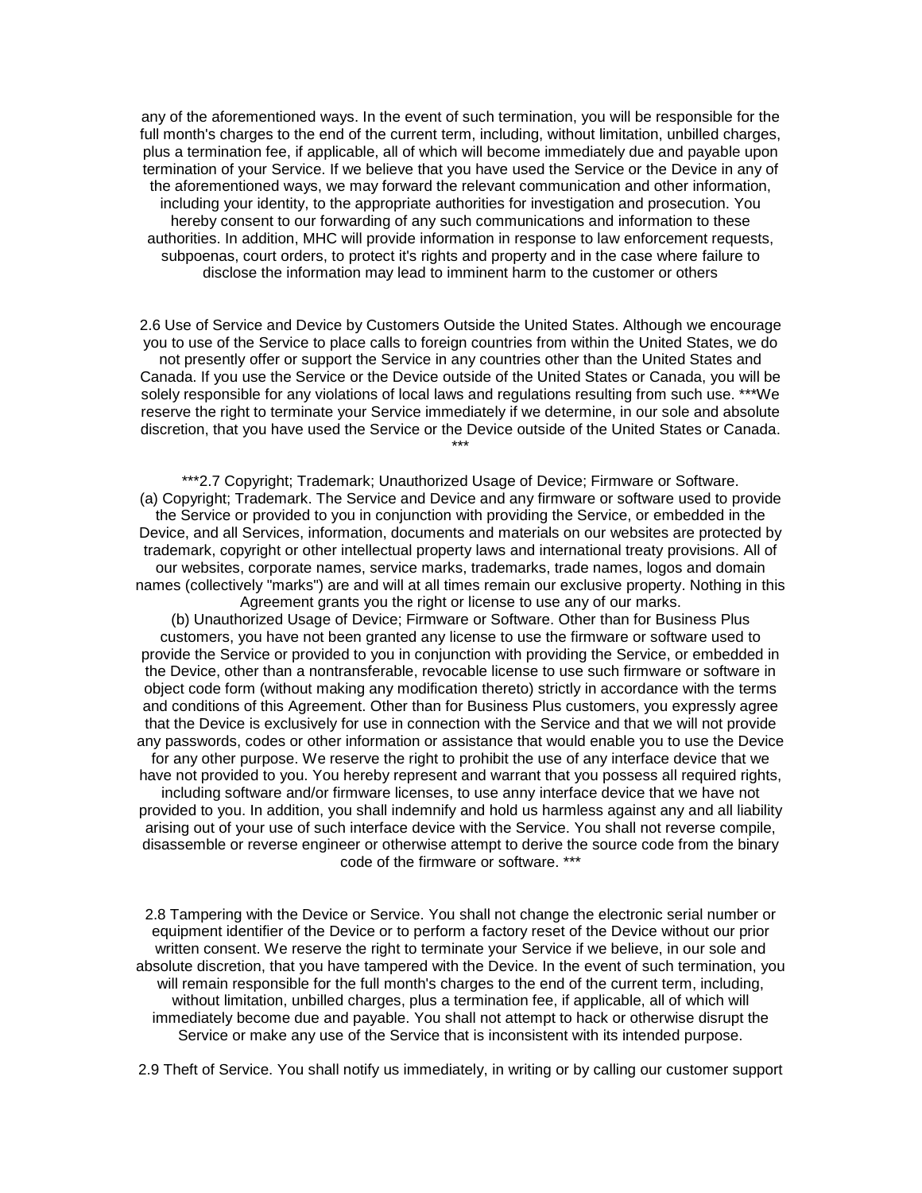any of the aforementioned ways. In the event of such termination, you will be responsible for the full month's charges to the end of the current term, including, without limitation, unbilled charges, plus a termination fee, if applicable, all of which will become immediately due and payable upon termination of your Service. If we believe that you have used the Service or the Device in any of the aforementioned ways, we may forward the relevant communication and other information, including your identity, to the appropriate authorities for investigation and prosecution. You hereby consent to our forwarding of any such communications and information to these authorities. In addition, MHC will provide information in response to law enforcement requests, subpoenas, court orders, to protect it's rights and property and in the case where failure to disclose the information may lead to imminent harm to the customer or others

2.6 Use of Service and Device by Customers Outside the United States. Although we encourage you to use of the Service to place calls to foreign countries from within the United States, we do not presently offer or support the Service in any countries other than the United States and Canada. If you use the Service or the Device outside of the United States or Canada, you will be solely responsible for any violations of local laws and regulations resulting from such use. ***We reserve the right to terminate your Service immediately if we determine, in our sole and absolute discretion, that you have used the Service or the Device outside of the United States or Canada. ***

***2.7 Copyright; Trademark; Unauthorized Usage of Device; Firmware or Software.
(a) Copyright; Trademark. The Service and Device and any firmware or software used to provide the Service or provided to you in conjunction with providing the Service, or embedded in the Device, and all Services, information, documents and materials on our websites are protected by trademark, copyright or other intellectual property laws and international treaty provisions. All of our websites, corporate names, service marks, trademarks, trade names, logos and domain names (collectively "marks") are and will at all times remain our exclusive property. Nothing in this Agreement grants you the right or license to use any of our marks.
(b) Unauthorized Usage of Device; Firmware or Software. Other than for Business Plus customers, you have not been granted any license to use the firmware or software used to provide the Service or provided to you in conjunction with providing the Service, or embedded in the Device, other than a nontransferable, revocable license to use such firmware or software in object code form (without making any modification thereto) strictly in accordance with the terms and conditions of this Agreement. Other than for Business Plus customers, you expressly agree that the Device is exclusively for use in connection with the Service and that we will not provide any passwords, codes or other information or assistance that would enable you to use the Device for any other purpose. We reserve the right to prohibit the use of any interface device that we have not provided to you. You hereby represent and warrant that you possess all required rights, including software and/or firmware licenses, to use anny interface device that we have not provided to you. In addition, you shall indemnify and hold us harmless against any and all liability arising out of your use of such interface device with the Service. You shall not reverse compile, disassemble or reverse engineer or otherwise attempt to derive the source code from the binary code of the firmware or software. ***

2.8 Tampering with the Device or Service. You shall not change the electronic serial number or equipment identifier of the Device or to perform a factory reset of the Device without our prior written consent. We reserve the right to terminate your Service if we believe, in our sole and absolute discretion, that you have tampered with the Device. In the event of such termination, you will remain responsible for the full month's charges to the end of the current term, including, without limitation, unbilled charges, plus a termination fee, if applicable, all of which will immediately become due and payable. You shall not attempt to hack or otherwise disrupt the Service or make any use of the Service that is inconsistent with its intended purpose.

2.9 Theft of Service. You shall notify us immediately, in writing or by calling our customer support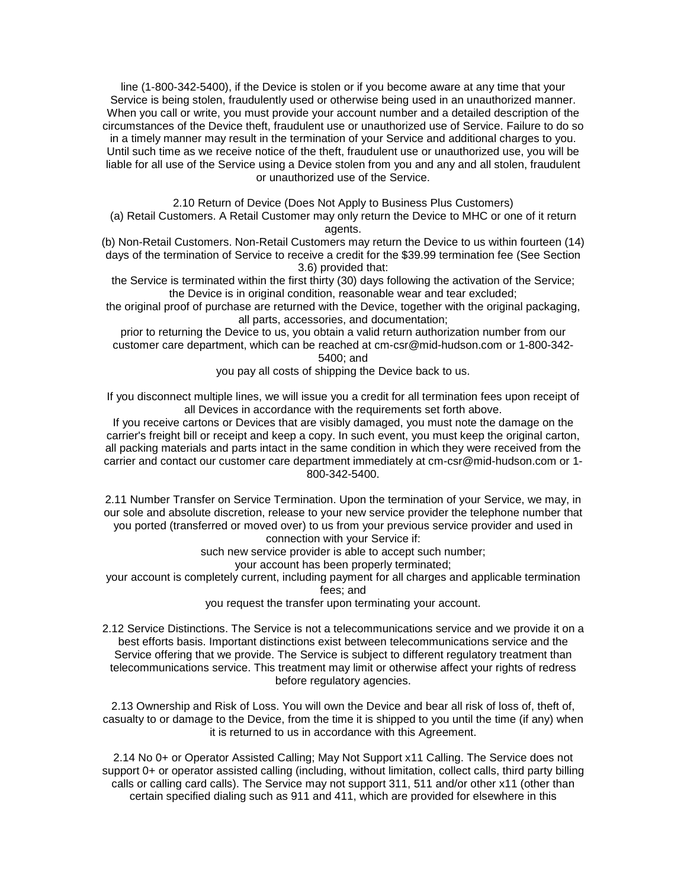line (1-800-342-5400), if the Device is stolen or if you become aware at any time that your Service is being stolen, fraudulently used or otherwise being used in an unauthorized manner. When you call or write, you must provide your account number and a detailed description of the circumstances of the Device theft, fraudulent use or unauthorized use of Service. Failure to do so in a timely manner may result in the termination of your Service and additional charges to you. Until such time as we receive notice of the theft, fraudulent use or unauthorized use, you will be liable for all use of the Service using a Device stolen from you and any and all stolen, fraudulent or unauthorized use of the Service.

2.10 Return of Device (Does Not Apply to Business Plus Customers)
(a) Retail Customers. A Retail Customer may only return the Device to MHC or one of it return agents.
(b) Non-Retail Customers. Non-Retail Customers may return the Device to us within fourteen (14) days of the termination of Service to receive a credit for the $39.99 termination fee (See Section 3.6) provided that:
the Service is terminated within the first thirty (30) days following the activation of the Service;
the Device is in original condition, reasonable wear and tear excluded;
the original proof of purchase are returned with the Device, together with the original packaging, all parts, accessories, and documentation;
prior to returning the Device to us, you obtain a valid return authorization number from our customer care department, which can be reached at cm-csr@mid-hudson.com or 1-800-342-5400; and
you pay all costs of shipping the Device back to us.

If you disconnect multiple lines, we will issue you a credit for all termination fees upon receipt of all Devices in accordance with the requirements set forth above.
If you receive cartons or Devices that are visibly damaged, you must note the damage on the carrier's freight bill or receipt and keep a copy. In such event, you must keep the original carton, all packing materials and parts intact in the same condition in which they were received from the carrier and contact our customer care department immediately at cm-csr@mid-hudson.com or 1-800-342-5400.

2.11 Number Transfer on Service Termination. Upon the termination of your Service, we may, in our sole and absolute discretion, release to your new service provider the telephone number that you ported (transferred or moved over) to us from your previous service provider and used in connection with your Service if:
such new service provider is able to accept such number;
your account has been properly terminated;
your account is completely current, including payment for all charges and applicable termination fees; and
you request the transfer upon terminating your account.

2.12 Service Distinctions. The Service is not a telecommunications service and we provide it on a best efforts basis. Important distinctions exist between telecommunications service and the Service offering that we provide. The Service is subject to different regulatory treatment than telecommunications service. This treatment may limit or otherwise affect your rights of redress before regulatory agencies.

2.13 Ownership and Risk of Loss. You will own the Device and bear all risk of loss of, theft of, casualty to or damage to the Device, from the time it is shipped to you until the time (if any) when it is returned to us in accordance with this Agreement.

2.14 No 0+ or Operator Assisted Calling; May Not Support x11 Calling. The Service does not support 0+ or operator assisted calling (including, without limitation, collect calls, third party billing calls or calling card calls). The Service may not support 311, 511 and/or other x11 (other than certain specified dialing such as 911 and 411, which are provided for elsewhere in this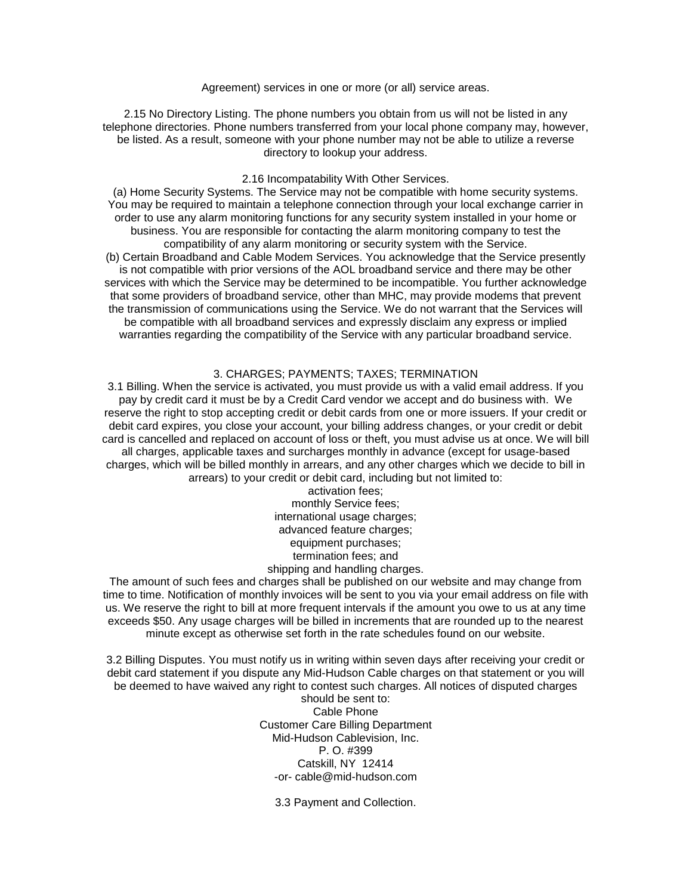Agreement) services in one or more (or all) service areas.

2.15 No Directory Listing. The phone numbers you obtain from us will not be listed in any telephone directories. Phone numbers transferred from your local phone company may, however, be listed. As a result, someone with your phone number may not be able to utilize a reverse directory to lookup your address.

2.16 Incompatability With Other Services.

(a) Home Security Systems. The Service may not be compatible with home security systems. You may be required to maintain a telephone connection through your local exchange carrier in order to use any alarm monitoring functions for any security system installed in your home or business. You are responsible for contacting the alarm monitoring company to test the compatibility of any alarm monitoring or security system with the Service.

(b) Certain Broadband and Cable Modem Services. You acknowledge that the Service presently is not compatible with prior versions of the AOL broadband service and there may be other services with which the Service may be determined to be incompatible. You further acknowledge that some providers of broadband service, other than MHC, may provide modems that prevent the transmission of communications using the Service. We do not warrant that the Services will be compatible with all broadband services and expressly disclaim any express or implied warranties regarding the compatibility of the Service with any particular broadband service.

## 3. CHARGES; PAYMENTS; TAXES; TERMINATION

3.1 Billing. When the service is activated, you must provide us with a valid email address. If you pay by credit card it must be by a Credit Card vendor we accept and do business with. We reserve the right to stop accepting credit or debit cards from one or more issuers. If your credit or debit card expires, you close your account, your billing address changes, or your credit or debit card is cancelled and replaced on account of loss or theft, you must advise us at once. We will bill all charges, applicable taxes and surcharges monthly in advance (except for usage-based charges, which will be billed monthly in arrears, and any other charges which we decide to bill in arrears) to your credit or debit card, including but not limited to:

activation fees;
monthly Service fees;
international usage charges;
advanced feature charges;
equipment purchases;
termination fees; and
shipping and handling charges.

The amount of such fees and charges shall be published on our website and may change from time to time. Notification of monthly invoices will be sent to you via your email address on file with us. We reserve the right to bill at more frequent intervals if the amount you owe to us at any time exceeds $50. Any usage charges will be billed in increments that are rounded up to the nearest minute except as otherwise set forth in the rate schedules found on our website.

3.2 Billing Disputes. You must notify us in writing within seven days after receiving your credit or debit card statement if you dispute any Mid-Hudson Cable charges on that statement or you will be deemed to have waived any right to contest such charges. All notices of disputed charges should be sent to:

Cable Phone
Customer Care Billing Department
Mid-Hudson Cablevision, Inc.
P. O. #399
Catskill, NY 12414
-or- cable@mid-hudson.com

3.3 Payment and Collection.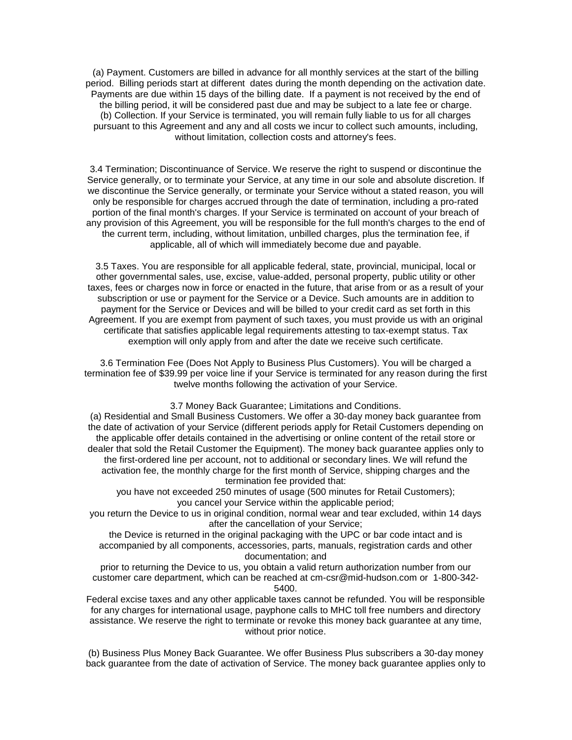(a) Payment. Customers are billed in advance for all monthly services at the start of the billing period. Billing periods start at different dates during the month depending on the activation date. Payments are due within 15 days of the billing date. If a payment is not received by the end of the billing period, it will be considered past due and may be subject to a late fee or charge.

(b) Collection. If your Service is terminated, you will remain fully liable to us for all charges pursuant to this Agreement and any and all costs we incur to collect such amounts, including, without limitation, collection costs and attorney's fees.

3.4 Termination; Discontinuance of Service. We reserve the right to suspend or discontinue the Service generally, or to terminate your Service, at any time in our sole and absolute discretion. If we discontinue the Service generally, or terminate your Service without a stated reason, you will only be responsible for charges accrued through the date of termination, including a pro-rated portion of the final month's charges. If your Service is terminated on account of your breach of any provision of this Agreement, you will be responsible for the full month's charges to the end of the current term, including, without limitation, unbilled charges, plus the termination fee, if applicable, all of which will immediately become due and payable.

3.5 Taxes. You are responsible for all applicable federal, state, provincial, municipal, local or other governmental sales, use, excise, value-added, personal property, public utility or other taxes, fees or charges now in force or enacted in the future, that arise from or as a result of your subscription or use or payment for the Service or a Device. Such amounts are in addition to payment for the Service or Devices and will be billed to your credit card as set forth in this Agreement. If you are exempt from payment of such taxes, you must provide us with an original certificate that satisfies applicable legal requirements attesting to tax-exempt status. Tax exemption will only apply from and after the date we receive such certificate.

3.6 Termination Fee (Does Not Apply to Business Plus Customers). You will be charged a termination fee of $39.99 per voice line if your Service is terminated for any reason during the first twelve months following the activation of your Service.

3.7 Money Back Guarantee; Limitations and Conditions.

(a) Residential and Small Business Customers. We offer a 30-day money back guarantee from the date of activation of your Service (different periods apply for Retail Customers depending on the applicable offer details contained in the advertising or online content of the retail store or dealer that sold the Retail Customer the Equipment). The money back guarantee applies only to the first-ordered line per account, not to additional or secondary lines. We will refund the activation fee, the monthly charge for the first month of Service, shipping charges and the termination fee provided that:

you have not exceeded 250 minutes of usage (500 minutes for Retail Customers);

you cancel your Service within the applicable period;

you return the Device to us in original condition, normal wear and tear excluded, within 14 days after the cancellation of your Service;

the Device is returned in the original packaging with the UPC or bar code intact and is accompanied by all components, accessories, parts, manuals, registration cards and other documentation; and

prior to returning the Device to us, you obtain a valid return authorization number from our customer care department, which can be reached at cm-csr@mid-hudson.com or 1-800-342-5400.

Federal excise taxes and any other applicable taxes cannot be refunded. You will be responsible for any charges for international usage, payphone calls to MHC toll free numbers and directory assistance. We reserve the right to terminate or revoke this money back guarantee at any time, without prior notice.

(b) Business Plus Money Back Guarantee. We offer Business Plus subscribers a 30-day money back guarantee from the date of activation of Service. The money back guarantee applies only to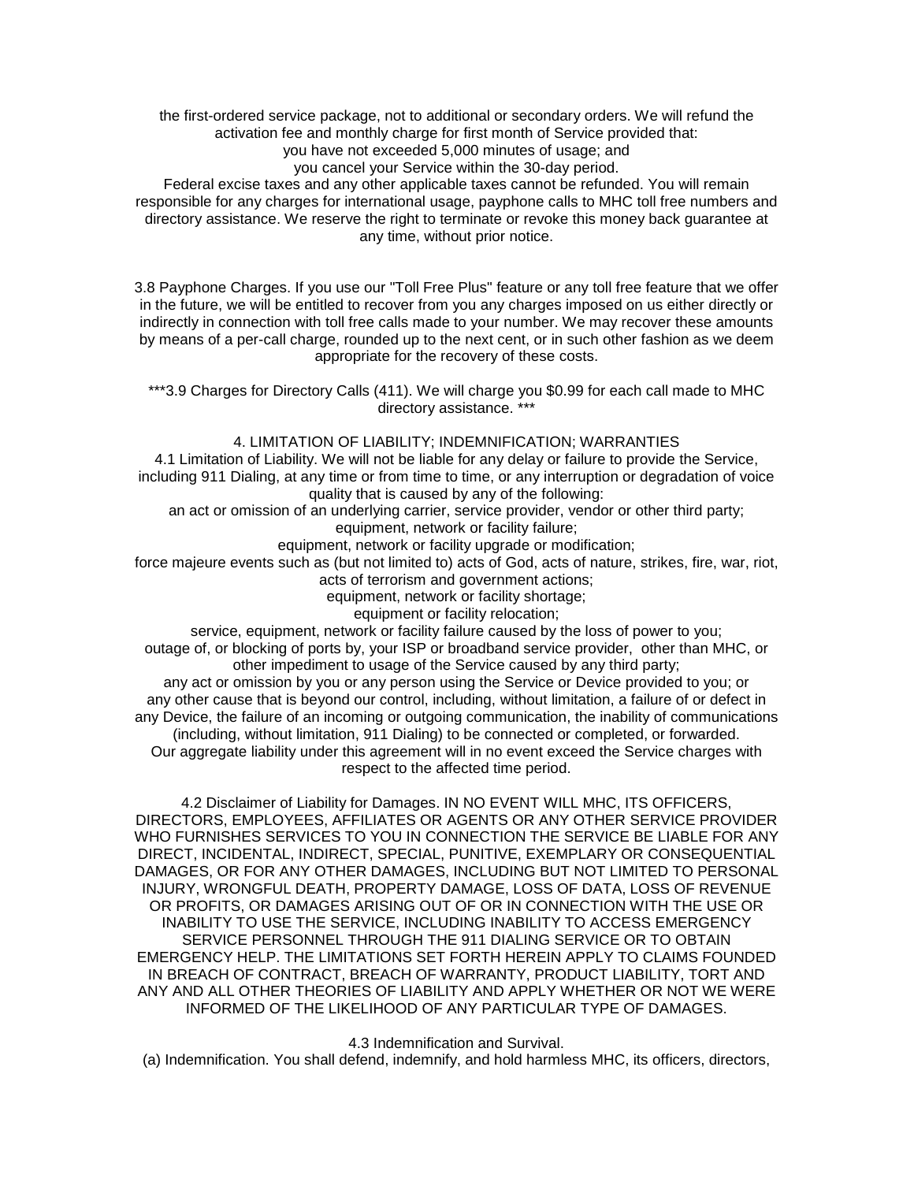the first-ordered service package, not to additional or secondary orders. We will refund the activation fee and monthly charge for first month of Service provided that:

- you have not exceeded 5,000 minutes of usage; and
- you cancel your Service within the 30-day period.

Federal excise taxes and any other applicable taxes cannot be refunded. You will remain responsible for any charges for international usage, payphone calls to MHC toll free numbers and directory assistance. We reserve the right to terminate or revoke this money back guarantee at any time, without prior notice.

3.8 Payphone Charges. If you use our "Toll Free Plus" feature or any toll free feature that we offer in the future, we will be entitled to recover from you any charges imposed on us either directly or indirectly in connection with toll free calls made to your number. We may recover these amounts by means of a per-call charge, rounded up to the next cent, or in such other fashion as we deem appropriate for the recovery of these costs.

***3.9 Charges for Directory Calls (411). We will charge you $0.99 for each call made to MHC directory assistance. ***

## 4. LIMITATION OF LIABILITY; INDEMNIFICATION; WARRANTIES

4.1 Limitation of Liability. We will not be liable for any delay or failure to provide the Service, including 911 Dialing, at any time or from time to time, or any interruption or degradation of voice quality that is caused by any of the following:

- an act or omission of an underlying carrier, service provider, vendor or other third party;
- equipment, network or facility failure;
- equipment, network or facility upgrade or modification;
- force majeure events such as (but not limited to) acts of God, acts of nature, strikes, fire, war, riot, acts of terrorism and government actions;
- equipment, network or facility shortage;
- equipment or facility relocation;
- service, equipment, network or facility failure caused by the loss of power to you;
- outage of, or blocking of ports by, your ISP or broadband service provider, other than MHC, or other impediment to usage of the Service caused by any third party;
- any act or omission by you or any person using the Service or Device provided to you; or
- any other cause that is beyond our control, including, without limitation, a failure of or defect in any Device, the failure of an incoming or outgoing communication, the inability of communications (including, without limitation, 911 Dialing) to be connected or completed, or forwarded.

Our aggregate liability under this agreement will in no event exceed the Service charges with respect to the affected time period.

4.2 Disclaimer of Liability for Damages. IN NO EVENT WILL MHC, ITS OFFICERS, DIRECTORS, EMPLOYEES, AFFILIATES OR AGENTS OR ANY OTHER SERVICE PROVIDER WHO FURNISHES SERVICES TO YOU IN CONNECTION THE SERVICE BE LIABLE FOR ANY DIRECT, INCIDENTAL, INDIRECT, SPECIAL, PUNITIVE, EXEMPLARY OR CONSEQUENTIAL DAMAGES, OR FOR ANY OTHER DAMAGES, INCLUDING BUT NOT LIMITED TO PERSONAL INJURY, WRONGFUL DEATH, PROPERTY DAMAGE, LOSS OF DATA, LOSS OF REVENUE OR PROFITS, OR DAMAGES ARISING OUT OF OR IN CONNECTION WITH THE USE OR INABILITY TO USE THE SERVICE, INCLUDING INABILITY TO ACCESS EMERGENCY SERVICE PERSONNEL THROUGH THE 911 DIALING SERVICE OR TO OBTAIN EMERGENCY HELP. THE LIMITATIONS SET FORTH HEREIN APPLY TO CLAIMS FOUNDED IN BREACH OF CONTRACT, BREACH OF WARRANTY, PRODUCT LIABILITY, TORT AND ANY AND ALL OTHER THEORIES OF LIABILITY AND APPLY WHETHER OR NOT WE WERE INFORMED OF THE LIKELIHOOD OF ANY PARTICULAR TYPE OF DAMAGES.

4.3 Indemnification and Survival.

(a) Indemnification. You shall defend, indemnify, and hold harmless MHC, its officers, directors,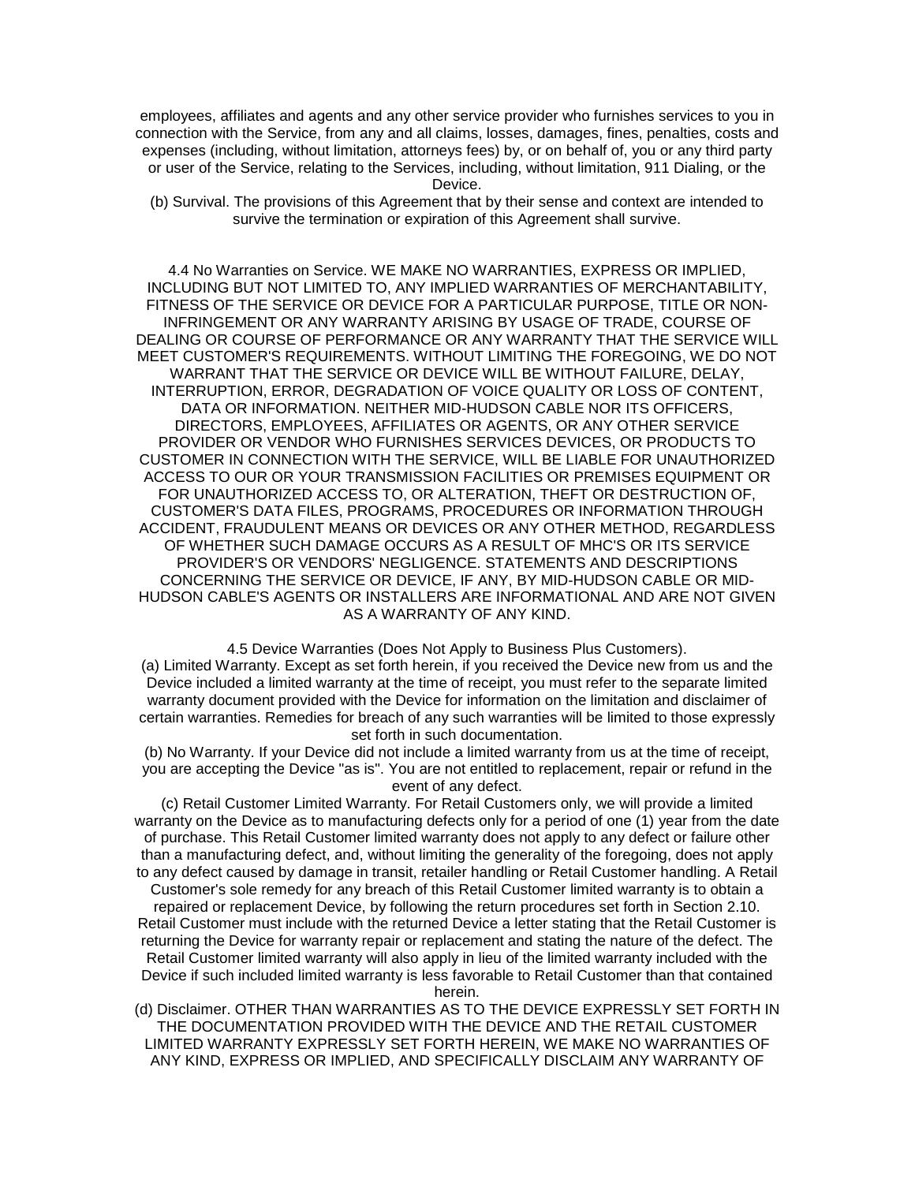employees, affiliates and agents and any other service provider who furnishes services to you in connection with the Service, from any and all claims, losses, damages, fines, penalties, costs and expenses (including, without limitation, attorneys fees) by, or on behalf of, you or any third party or user of the Service, relating to the Services, including, without limitation, 911 Dialing, or the Device.

(b) Survival. The provisions of this Agreement that by their sense and context are intended to survive the termination or expiration of this Agreement shall survive.

4.4 No Warranties on Service. WE MAKE NO WARRANTIES, EXPRESS OR IMPLIED, INCLUDING BUT NOT LIMITED TO, ANY IMPLIED WARRANTIES OF MERCHANTABILITY, FITNESS OF THE SERVICE OR DEVICE FOR A PARTICULAR PURPOSE, TITLE OR NON-INFRINGEMENT OR ANY WARRANTY ARISING BY USAGE OF TRADE, COURSE OF DEALING OR COURSE OF PERFORMANCE OR ANY WARRANTY THAT THE SERVICE WILL MEET CUSTOMER'S REQUIREMENTS. WITHOUT LIMITING THE FOREGOING, WE DO NOT WARRANT THAT THE SERVICE OR DEVICE WILL BE WITHOUT FAILURE, DELAY, INTERRUPTION, ERROR, DEGRADATION OF VOICE QUALITY OR LOSS OF CONTENT, DATA OR INFORMATION. NEITHER MID-HUDSON CABLE NOR ITS OFFICERS, DIRECTORS, EMPLOYEES, AFFILIATES OR AGENTS, OR ANY OTHER SERVICE PROVIDER OR VENDOR WHO FURNISHES SERVICES DEVICES, OR PRODUCTS TO CUSTOMER IN CONNECTION WITH THE SERVICE, WILL BE LIABLE FOR UNAUTHORIZED ACCESS TO OUR OR YOUR TRANSMISSION FACILITIES OR PREMISES EQUIPMENT OR FOR UNAUTHORIZED ACCESS TO, OR ALTERATION, THEFT OR DESTRUCTION OF, CUSTOMER'S DATA FILES, PROGRAMS, PROCEDURES OR INFORMATION THROUGH ACCIDENT, FRAUDULENT MEANS OR DEVICES OR ANY OTHER METHOD, REGARDLESS OF WHETHER SUCH DAMAGE OCCURS AS A RESULT OF MHC'S OR ITS SERVICE PROVIDER'S OR VENDORS' NEGLIGENCE. STATEMENTS AND DESCRIPTIONS CONCERNING THE SERVICE OR DEVICE, IF ANY, BY MID-HUDSON CABLE OR MID-HUDSON CABLE'S AGENTS OR INSTALLERS ARE INFORMATIONAL AND ARE NOT GIVEN AS A WARRANTY OF ANY KIND.

4.5 Device Warranties (Does Not Apply to Business Plus Customers).

(a) Limited Warranty. Except as set forth herein, if you received the Device new from us and the Device included a limited warranty at the time of receipt, you must refer to the separate limited warranty document provided with the Device for information on the limitation and disclaimer of certain warranties. Remedies for breach of any such warranties will be limited to those expressly set forth in such documentation.

(b) No Warranty. If your Device did not include a limited warranty from us at the time of receipt, you are accepting the Device "as is". You are not entitled to replacement, repair or refund in the event of any defect.

(c) Retail Customer Limited Warranty. For Retail Customers only, we will provide a limited warranty on the Device as to manufacturing defects only for a period of one (1) year from the date of purchase. This Retail Customer limited warranty does not apply to any defect or failure other than a manufacturing defect, and, without limiting the generality of the foregoing, does not apply to any defect caused by damage in transit, retailer handling or Retail Customer handling. A Retail Customer's sole remedy for any breach of this Retail Customer limited warranty is to obtain a repaired or replacement Device, by following the return procedures set forth in Section 2.10. Retail Customer must include with the returned Device a letter stating that the Retail Customer is returning the Device for warranty repair or replacement and stating the nature of the defect. The Retail Customer limited warranty will also apply in lieu of the limited warranty included with the Device if such included limited warranty is less favorable to Retail Customer than that contained herein.

(d) Disclaimer. OTHER THAN WARRANTIES AS TO THE DEVICE EXPRESSLY SET FORTH IN THE DOCUMENTATION PROVIDED WITH THE DEVICE AND THE RETAIL CUSTOMER LIMITED WARRANTY EXPRESSLY SET FORTH HEREIN, WE MAKE NO WARRANTIES OF ANY KIND, EXPRESS OR IMPLIED, AND SPECIFICALLY DISCLAIM ANY WARRANTY OF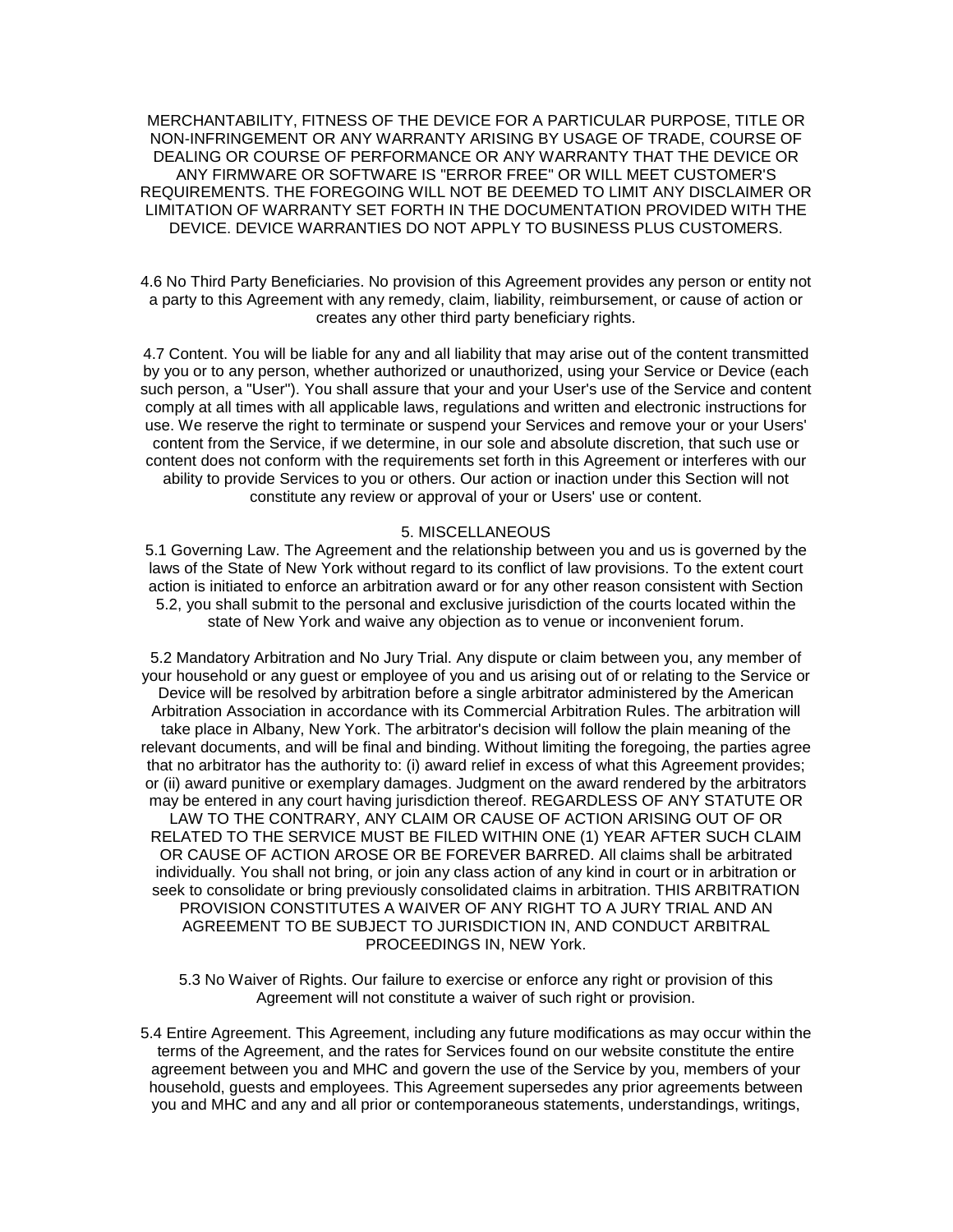MERCHANTABILITY, FITNESS OF THE DEVICE FOR A PARTICULAR PURPOSE, TITLE OR NON-INFRINGEMENT OR ANY WARRANTY ARISING BY USAGE OF TRADE, COURSE OF DEALING OR COURSE OF PERFORMANCE OR ANY WARRANTY THAT THE DEVICE OR ANY FIRMWARE OR SOFTWARE IS "ERROR FREE" OR WILL MEET CUSTOMER'S REQUIREMENTS. THE FOREGOING WILL NOT BE DEEMED TO LIMIT ANY DISCLAIMER OR LIMITATION OF WARRANTY SET FORTH IN THE DOCUMENTATION PROVIDED WITH THE DEVICE. DEVICE WARRANTIES DO NOT APPLY TO BUSINESS PLUS CUSTOMERS.

4.6 No Third Party Beneficiaries. No provision of this Agreement provides any person or entity not a party to this Agreement with any remedy, claim, liability, reimbursement, or cause of action or creates any other third party beneficiary rights.

4.7 Content. You will be liable for any and all liability that may arise out of the content transmitted by you or to any person, whether authorized or unauthorized, using your Service or Device (each such person, a "User"). You shall assure that your and your User's use of the Service and content comply at all times with all applicable laws, regulations and written and electronic instructions for use. We reserve the right to terminate or suspend your Services and remove your or your Users' content from the Service, if we determine, in our sole and absolute discretion, that such use or content does not conform with the requirements set forth in this Agreement or interferes with our ability to provide Services to you or others. Our action or inaction under this Section will not constitute any review or approval of your or Users' use or content.

## 5. MISCELLANEOUS

5.1 Governing Law. The Agreement and the relationship between you and us is governed by the laws of the State of New York without regard to its conflict of law provisions. To the extent court action is initiated to enforce an arbitration award or for any other reason consistent with Section 5.2, you shall submit to the personal and exclusive jurisdiction of the courts located within the state of New York and waive any objection as to venue or inconvenient forum.

5.2 Mandatory Arbitration and No Jury Trial. Any dispute or claim between you, any member of your household or any guest or employee of you and us arising out of or relating to the Service or Device will be resolved by arbitration before a single arbitrator administered by the American Arbitration Association in accordance with its Commercial Arbitration Rules. The arbitration will take place in Albany, New York. The arbitrator's decision will follow the plain meaning of the relevant documents, and will be final and binding. Without limiting the foregoing, the parties agree that no arbitrator has the authority to: (i) award relief in excess of what this Agreement provides; or (ii) award punitive or exemplary damages. Judgment on the award rendered by the arbitrators may be entered in any court having jurisdiction thereof. REGARDLESS OF ANY STATUTE OR LAW TO THE CONTRARY, ANY CLAIM OR CAUSE OF ACTION ARISING OUT OF OR RELATED TO THE SERVICE MUST BE FILED WITHIN ONE (1) YEAR AFTER SUCH CLAIM OR CAUSE OF ACTION AROSE OR BE FOREVER BARRED. All claims shall be arbitrated individually. You shall not bring, or join any class action of any kind in court or in arbitration or seek to consolidate or bring previously consolidated claims in arbitration. THIS ARBITRATION PROVISION CONSTITUTES A WAIVER OF ANY RIGHT TO A JURY TRIAL AND AN AGREEMENT TO BE SUBJECT TO JURISDICTION IN, AND CONDUCT ARBITRAL PROCEEDINGS IN, NEW York.

5.3 No Waiver of Rights. Our failure to exercise or enforce any right or provision of this Agreement will not constitute a waiver of such right or provision.

5.4 Entire Agreement. This Agreement, including any future modifications as may occur within the terms of the Agreement, and the rates for Services found on our website constitute the entire agreement between you and MHC and govern the use of the Service by you, members of your household, guests and employees. This Agreement supersedes any prior agreements between you and MHC and any and all prior or contemporaneous statements, understandings, writings,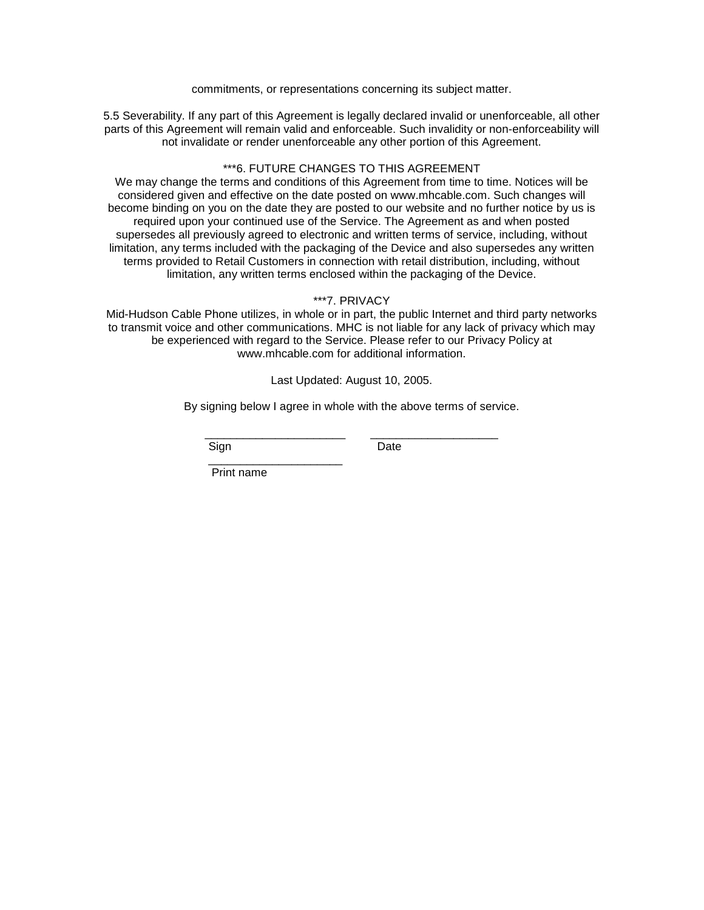commitments, or representations concerning its subject matter.

5.5 Severability. If any part of this Agreement is legally declared invalid or unenforceable, all other parts of this Agreement will remain valid and enforceable. Such invalidity or non-enforceability will not invalidate or render unenforceable any other portion of this Agreement.

***6. FUTURE CHANGES TO THIS AGREEMENT

We may change the terms and conditions of this Agreement from time to time. Notices will be considered given and effective on the date posted on www.mhcable.com. Such changes will become binding on you on the date they are posted to our website and no further notice by us is required upon your continued use of the Service. The Agreement as and when posted supersedes all previously agreed to electronic and written terms of service, including, without limitation, any terms included with the packaging of the Device and also supersedes any written terms provided to Retail Customers in connection with retail distribution, including, without limitation, any written terms enclosed within the packaging of the Device.

***7. PRIVACY

Mid-Hudson Cable Phone utilizes, in whole or in part, the public Internet and third party networks to transmit voice and other communications. MHC is not liable for any lack of privacy which may be experienced with regard to the Service. Please refer to our Privacy Policy at www.mhcable.com for additional information.

Last Updated: August 10, 2005.

By signing below I agree in whole with the above terms of service.

______________________ ____________________

Sign Date

_____________________

Print name